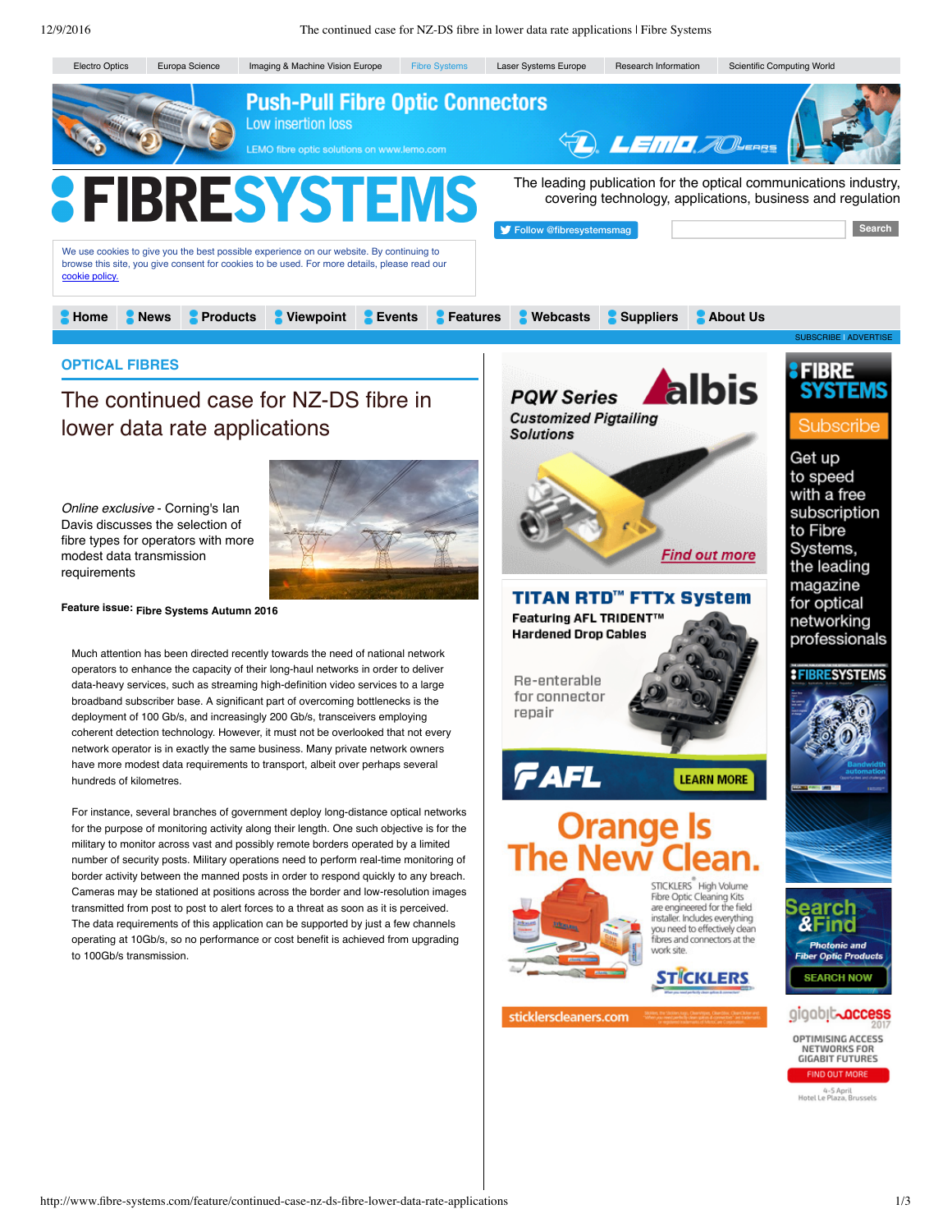OPTICAL FIBRES

# The continued case for NZ-DS fibre in lower data rate applications

*Online exclusive* - Corning's Ian Davis discusses the selection of fibre types for operators with more modest data transmission requirements

**Feature issue:** Fibre Systems Autumn 2016

Much attention has been directed recently towards the need of national network operators to enhance the capacity of their long-haul networks in order to deliver data-heavy services, such as streaming high-definition video services to a large broadband subscriber base. A significant part of overcoming bottlenecks is the deployment of 100 Gb/s, and increasingly 200 Gb/s, transceivers employing coherent detection technology. However, it must not be overlooked that not every network operator is in exactly the same business. Many private network owners have more modest data requirements to transport, albeit over perhaps several hundreds of kilometres.

For instance, several branches of government deploy long-distance optical networks for the purpose of monitoring activity along their length. One such objective is for the military to monitor across vast and possibly remote borders operated by a limited number of security posts. Military operations need to perform real-time monitoring of border activity between the manned posts in order to respond quickly to any breach. Cameras may be stationed at positions across the border and low-resolution images transmitted from post to post to alert forces to a threat as soon as it is perceived. The data requirements of this application can be supported by just a few channels operating at 10Gb/s, so no performance or cost benefit is achieved from upgrading to 100Gb/s transmission.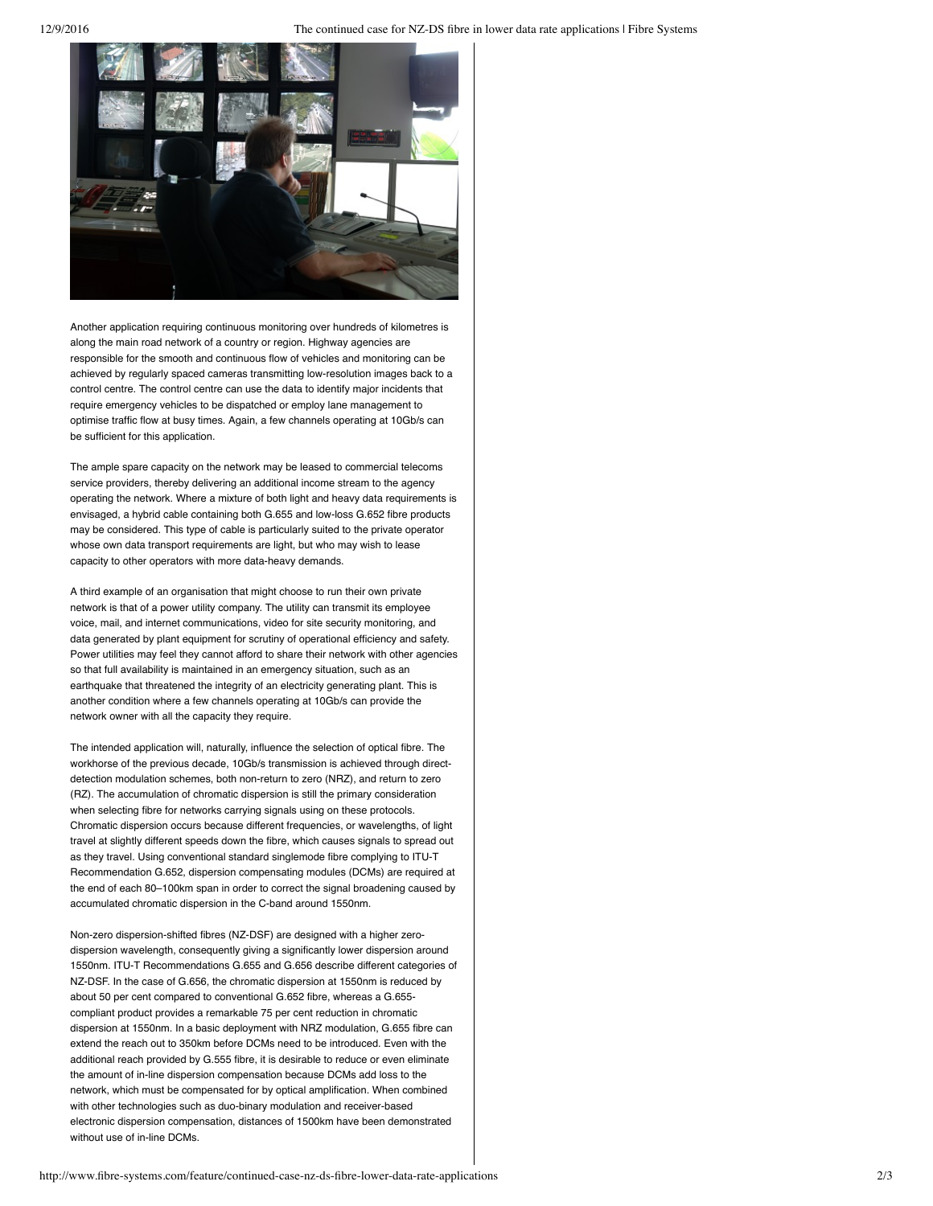Another application requiring continuous monitoring over hundreds of kilometres is along the main road network of a country or region. Highway agencies are responsible for the smooth and continuous flow of vehicles and monitoring can be achieved by regularly spaced cameras transmitting low-resolution images back to a control centre. The control centre can use the data to identify major incidents that require emergency vehicles to be dispatched or employ lane management to optimise traffic flow at busy times. Again, a few channels operating at 10Gb/s can be sufficient for this application.

The ample spare capacity on the network may be leased to commercial telecoms service providers, thereby delivering an additional income stream to the agency operating the network. Where a mixture of both light and heavy data requirements is envisaged, a hybrid cable containing both G.655 and low-loss G.652 fibre products may be considered. This type of cable is particularly suited to the private operator whose own data transport requirements are light, but who may wish to lease capacity to other operators with more data-heavy demands.

A third example of an organisation that might choose to run their own private network is that of a power utility company. The utility can transmit its employee voice, mail, and internet communications, video for site security monitoring, and data generated by plant equipment for scrutiny of operational efficiency and safety. Power utilities may feel they cannot afford to share their network with other agencies so that full availability is maintained in an emergency situation, such as an earthquake that threatened the integrity of an electricity generating plant. This is another condition where a few channels operating at 10Gb/s can provide the network owner with all the capacity they require.

The intended application will, naturally, influence the selection of optical fibre. The workhorse of the previous decade, 10Gb/s transmission is achieved through direct-detection modulation schemes, both non-return to zero (NRZ), and return to zero (RZ). The accumulation of chromatic dispersion is still the primary consideration when selecting fibre for networks carrying signals using on these protocols. Chromatic dispersion occurs because different frequencies, or wavelengths, of light travel at slightly different speeds down the fibre, which causes signals to spread out as they travel. Using conventional standard singlemode fibre complying to ITU-T Recommendation G.652, dispersion compensating modules (DCMs) are required at the end of each 80–100km span in order to correct the signal broadening caused by accumulated chromatic dispersion in the C-band around 1550nm.

Non-zero dispersion-shifted fibres (NZ-DSF) are designed with a higher zero-dispersion wavelength, consequently giving a significantly lower dispersion around 1550nm. ITU-T Recommendations G.655 and G.656 describe different categories of NZ-DSF. In the case of G.656, the chromatic dispersion at 1550nm is reduced by about 50 per cent compared to conventional G.652 fibre, whereas a G.655-compliant product provides a remarkable 75 per cent reduction in chromatic dispersion at 1550nm. In a basic deployment with NRZ modulation, G.655 fibre can extend the reach out to 350km before DCMs need to be introduced. Even with the additional reach provided by G.555 fibre, it is desirable to reduce or even eliminate the amount of in-line dispersion compensation because DCMs add loss to the network, which must be compensated for by optical amplification. When combined with other technologies such as duo-binary modulation and receiver-based electronic dispersion compensation, distances of 1500km have been demonstrated without use of in-line DCMs.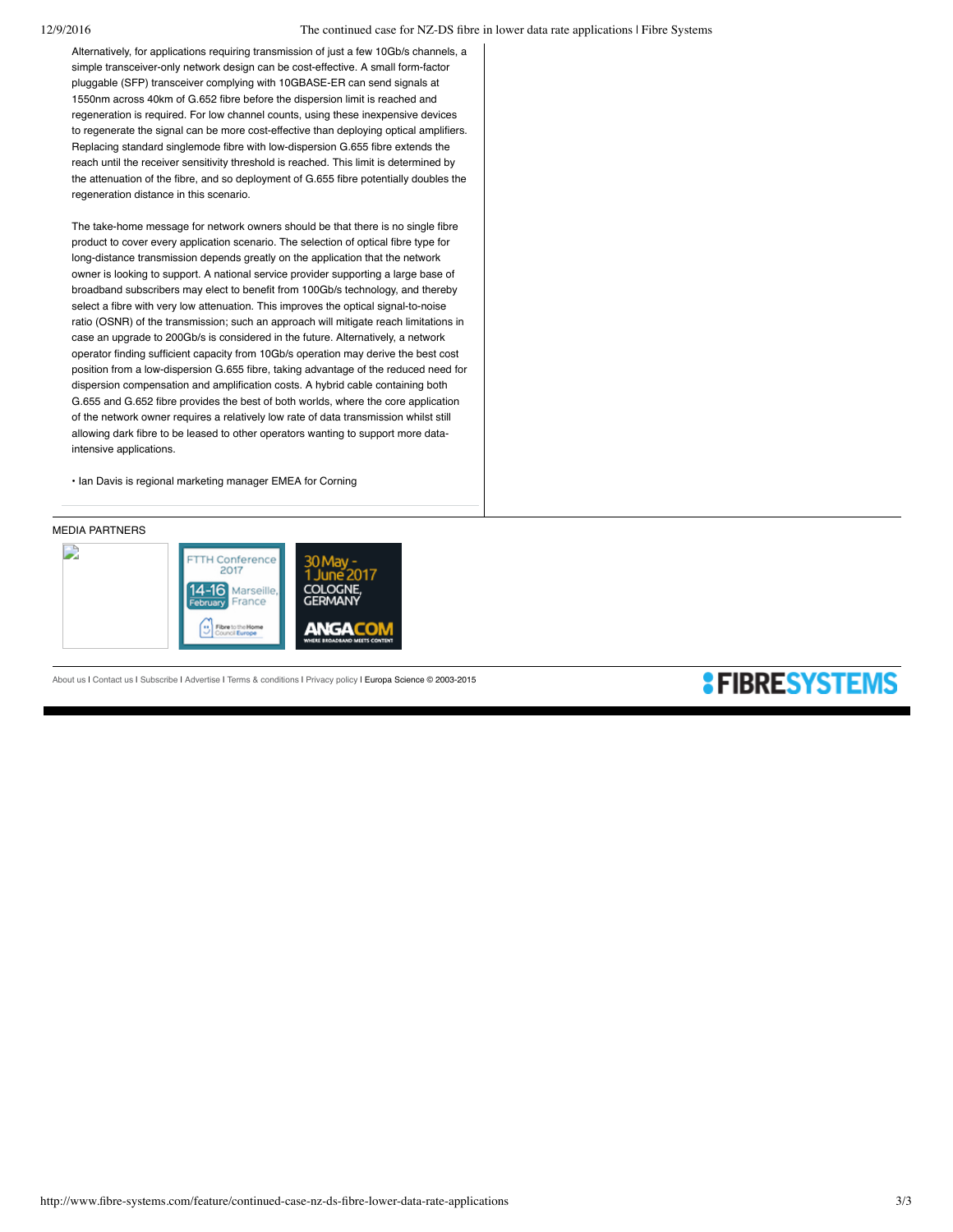Alternatively, for applications requiring transmission of just a few 10Gb/s channels, a simple transceiver-only network design can be cost-effective. A small form-factor pluggable (SFP) transceiver complying with 10GBASE-ER can send signals at 1550nm across 40km of G.652 fibre before the dispersion limit is reached and regeneration is required. For low channel counts, using these inexpensive devices to regenerate the signal can be more cost-effective than deploying optical amplifiers. Replacing standard singlemode fibre with low-dispersion G.655 fibre extends the reach until the receiver sensitivity threshold is reached. This limit is determined by the attenuation of the fibre, and so deployment of G.655 fibre potentially doubles the regeneration distance in this scenario.

The take-home message for network owners should be that there is no single fibre product to cover every application scenario. The selection of optical fibre type for long-distance transmission depends greatly on the application that the network owner is looking to support. A national service provider supporting a large base of broadband subscribers may elect to benefit from 100Gb/s technology, and thereby select a fibre with very low attenuation. This improves the optical signal-to-noise ratio (OSNR) of the transmission; such an approach will mitigate reach limitations in case an upgrade to 200Gb/s is considered in the future. Alternatively, a network operator finding sufficient capacity from 10Gb/s operation may derive the best cost position from a low-dispersion G.655 fibre, taking advantage of the reduced need for dispersion compensation and amplification costs. A hybrid cable containing both G.655 and G.652 fibre provides the best of both worlds, where the core application of the network owner requires a relatively low rate of data transmission whilst still allowing dark fibre to be leased to other operators wanting to support more data-intensive applications.

• Ian Davis is regional marketing manager EMEA for Corning

MEDIA PARTNERS

FTTH Conference 2017
14-16 February Marseille, France
Fibre to the Home Council Europe

30 May - 1 June 2017
COLOGNE, GERMANY
ANGACOM
WHERE BROADBAND MEETS CONTENT

About us I Contact us I Subscribe I Advertise I Terms & conditions I Privacy policy I Europa Science © 2003-2015

FIBRESYSTEMS